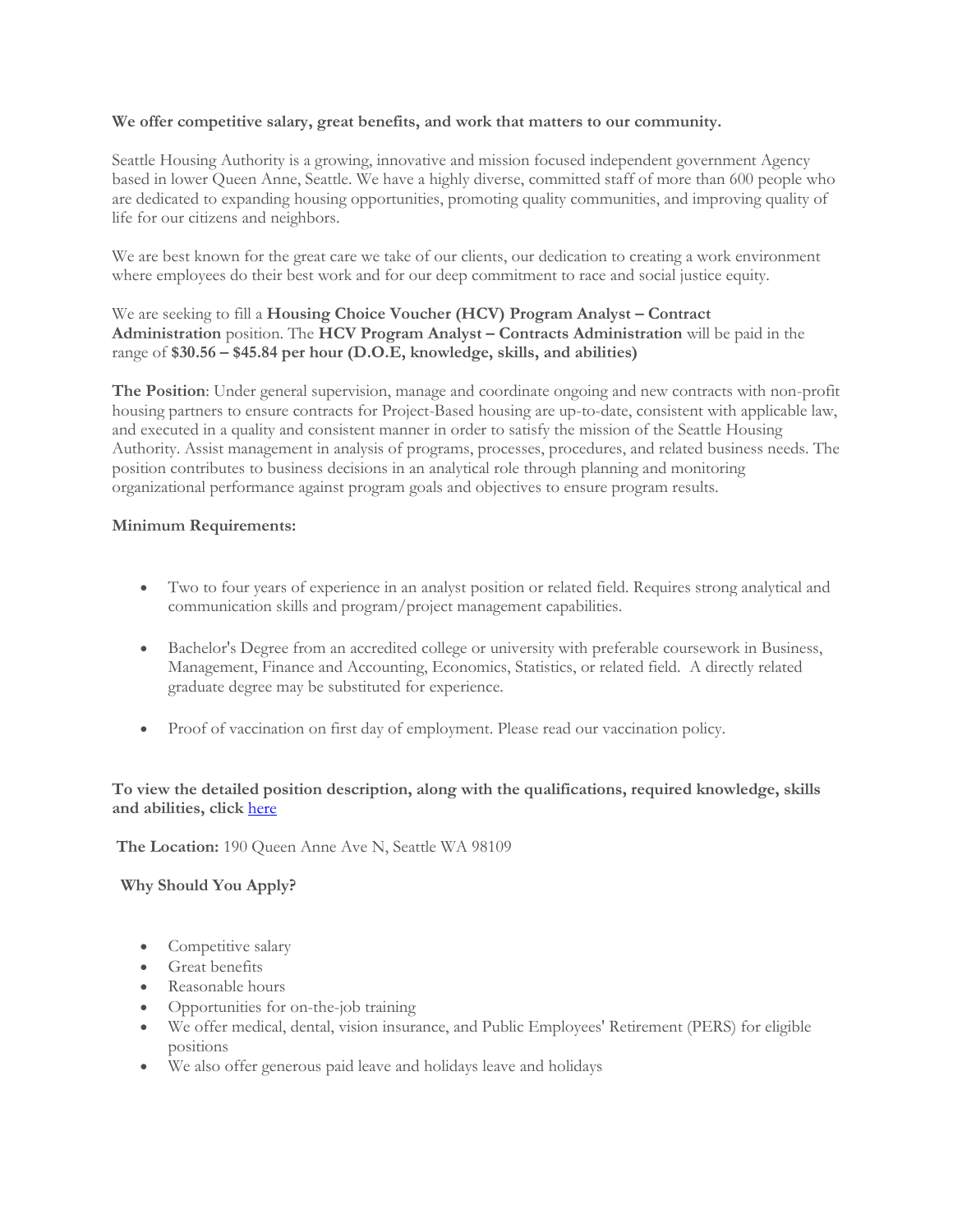**We offer competitive salary, great benefits, and work that matters to our community.**

Seattle Housing Authority is a growing, innovative and mission focused independent government Agency based in lower Queen Anne, Seattle. We have a highly diverse, committed staff of more than 600 people who are dedicated to expanding housing opportunities, promoting quality communities, and improving quality of life for our citizens and neighbors.

We are best known for the great care we take of our clients, our dedication to creating a work environment where employees do their best work and for our deep commitment to race and social justice equity.

We are seeking to fill a **Housing Choice Voucher (HCV) Program Analyst – Contract Administration** position. The **HCV Program Analyst – Contracts Administration** will be paid in the range of **$30.56 – $45.84 per hour (D.O.E, knowledge, skills, and abilities)**

**The Position**: Under general supervision, manage and coordinate ongoing and new contracts with non-profit housing partners to ensure contracts for Project-Based housing are up-to-date, consistent with applicable law, and executed in a quality and consistent manner in order to satisfy the mission of the Seattle Housing Authority. Assist management in analysis of programs, processes, procedures, and related business needs. The position contributes to business decisions in an analytical role through planning and monitoring organizational performance against program goals and objectives to ensure program results.

**Minimum Requirements:**

- Two to four years of experience in an analyst position or related field. Requires strong analytical and communication skills and program/project management capabilities.
- Bachelor's Degree from an accredited college or university with preferable coursework in Business, Management, Finance and Accounting, Economics, Statistics, or related field. A directly related graduate degree may be substituted for experience.
- Proof of vaccination on first day of employment. Please read our vaccination policy.

**To view the detailed position description, along with the qualifications, required knowledge, skills and abilities, click** here

**The Location:** 190 Queen Anne Ave N, Seattle WA 98109

**Why Should You Apply?**

- Competitive salary
- Great benefits
- Reasonable hours
- Opportunities for on-the-job training
- We offer medical, dental, vision insurance, and Public Employees' Retirement (PERS) for eligible positions
- We also offer generous paid leave and holidays leave and holidays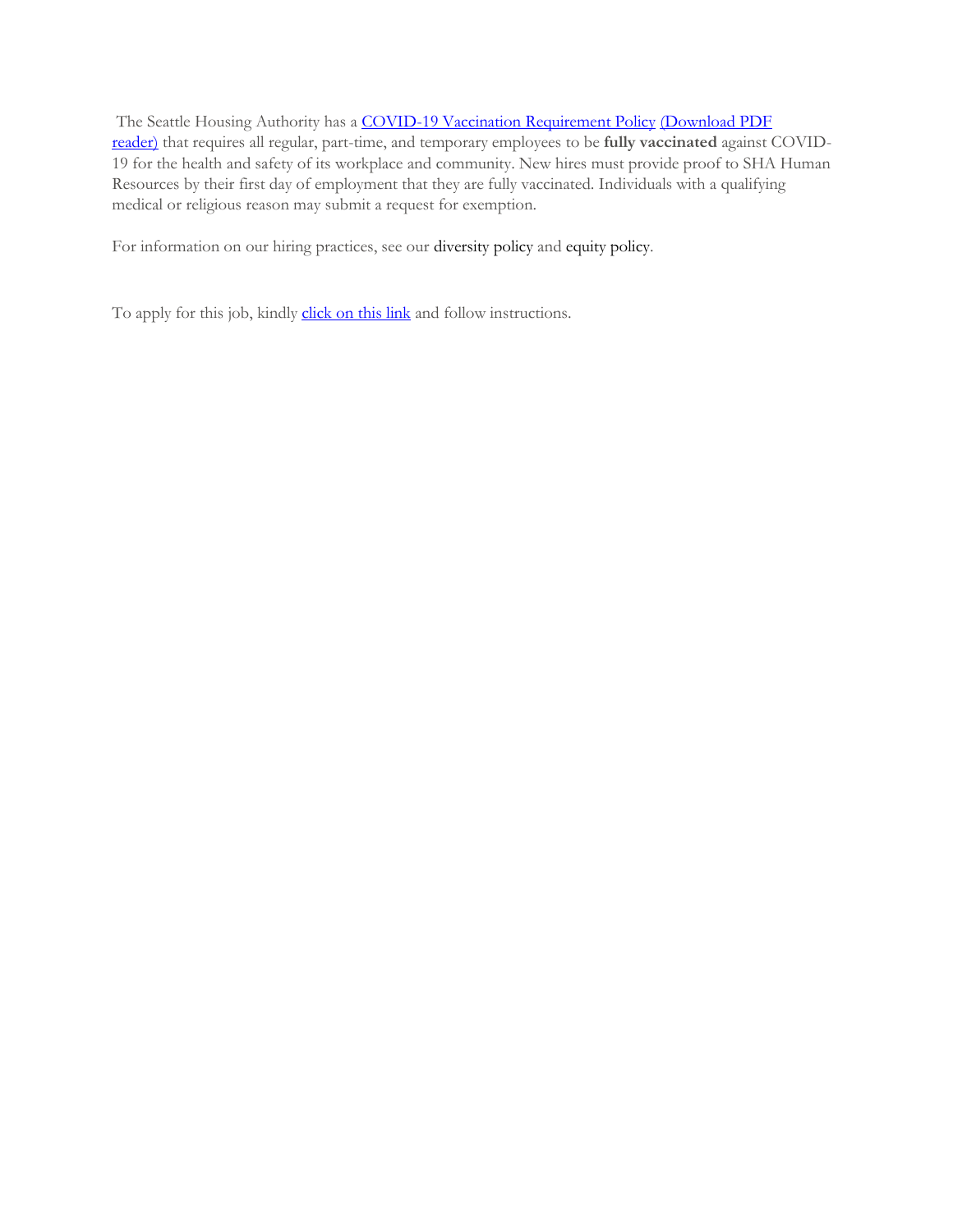The Seattle Housing Authority has a COVID-19 Vaccination Requirement Policy (Download PDF reader) that requires all regular, part-time, and temporary employees to be **fully vaccinated** against COVID-19 for the health and safety of its workplace and community. New hires must provide proof to SHA Human Resources by their first day of employment that they are fully vaccinated. Individuals with a qualifying medical or religious reason may submit a request for exemption.

For information on our hiring practices, see our diversity policy and equity policy.

To apply for this job, kindly click on this link and follow instructions.